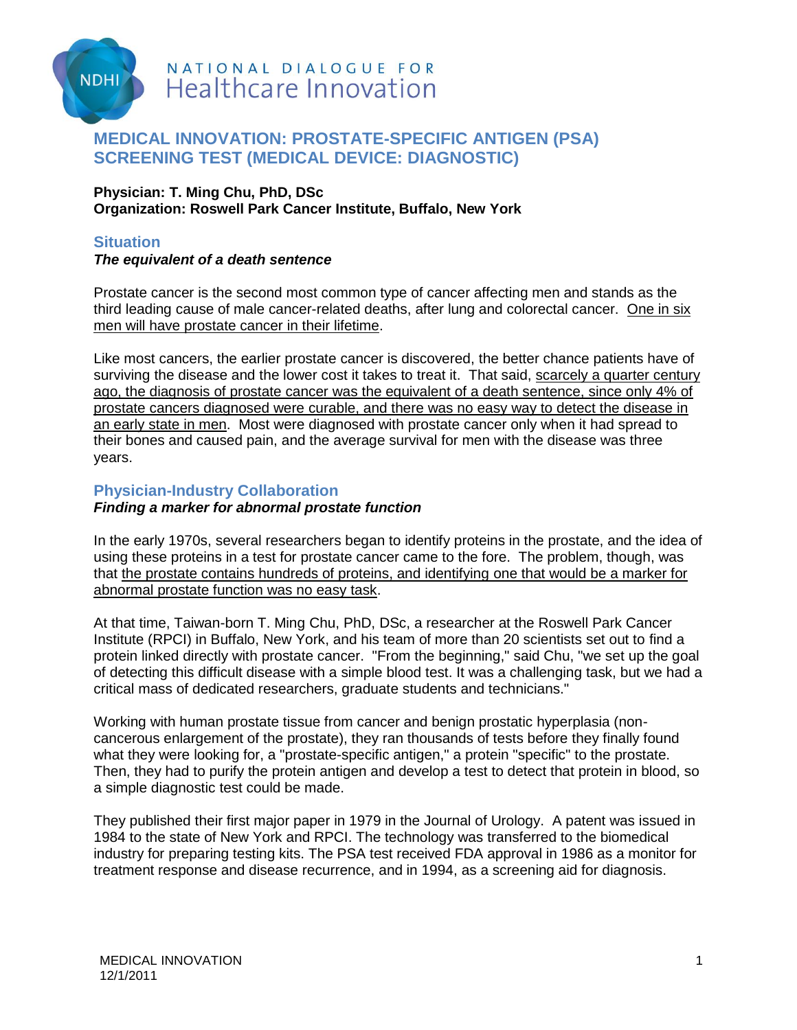NATIONAL DIALOGUE FOR Healthcare Innovation

# MEDICAL INNOVATION: PROSTATE-SPECIFIC ANTIGEN (PSA) SCREENING TEST (MEDICAL DEVICE: DIAGNOSTIC)

**Physician: T. Ming Chu, PhD, DSc**
**Organization: Roswell Park Cancer Institute, Buffalo, New York**

## Situation

***The equivalent of a death sentence***

Prostate cancer is the second most common type of cancer affecting men and stands as the third leading cause of male cancer-related deaths, after lung and colorectal cancer. One in six men will have prostate cancer in their lifetime.

Like most cancers, the earlier prostate cancer is discovered, the better chance patients have of surviving the disease and the lower cost it takes to treat it. That said, scarcely a quarter century ago, the diagnosis of prostate cancer was the equivalent of a death sentence, since only 4% of prostate cancers diagnosed were curable, and there was no easy way to detect the disease in an early state in men. Most were diagnosed with prostate cancer only when it had spread to their bones and caused pain, and the average survival for men with the disease was three years.

## Physician-Industry Collaboration

***Finding a marker for abnormal prostate function***

In the early 1970s, several researchers began to identify proteins in the prostate, and the idea of using these proteins in a test for prostate cancer came to the fore. The problem, though, was that the prostate contains hundreds of proteins, and identifying one that would be a marker for abnormal prostate function was no easy task.

At that time, Taiwan-born T. Ming Chu, PhD, DSc, a researcher at the Roswell Park Cancer Institute (RPCI) in Buffalo, New York, and his team of more than 20 scientists set out to find a protein linked directly with prostate cancer. "From the beginning," said Chu, "we set up the goal of detecting this difficult disease with a simple blood test. It was a challenging task, but we had a critical mass of dedicated researchers, graduate students and technicians."

Working with human prostate tissue from cancer and benign prostatic hyperplasia (non-cancerous enlargement of the prostate), they ran thousands of tests before they finally found what they were looking for, a "prostate-specific antigen," a protein "specific" to the prostate. Then, they had to purify the protein antigen and develop a test to detect that protein in blood, so a simple diagnostic test could be made.

They published their first major paper in 1979 in the Journal of Urology. A patent was issued in 1984 to the state of New York and RPCI. The technology was transferred to the biomedical industry for preparing testing kits. The PSA test received FDA approval in 1986 as a monitor for treatment response and disease recurrence, and in 1994, as a screening aid for diagnosis.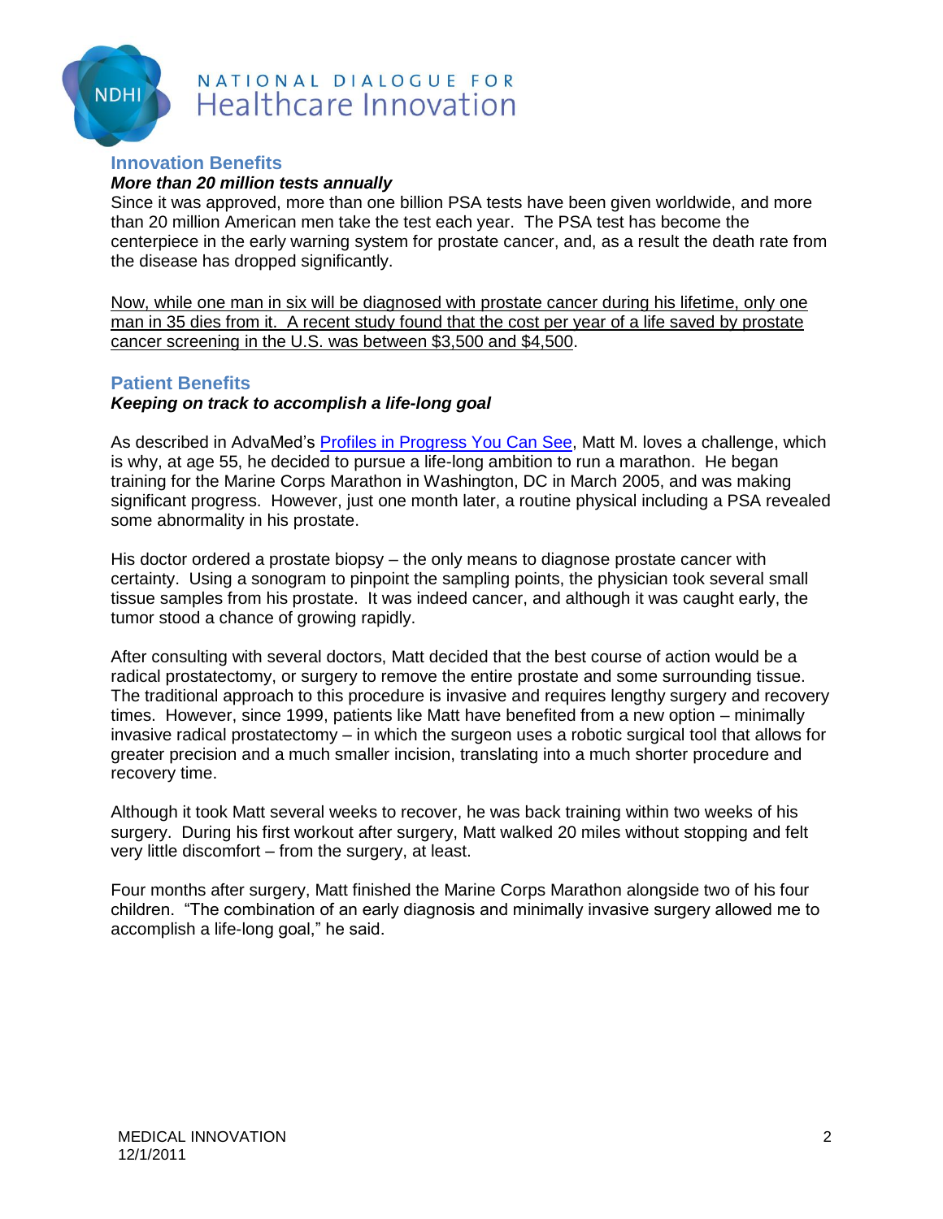NATIONAL DIALOGUE FOR Healthcare Innovation

## Innovation Benefits

***More than 20 million tests annually***

Since it was approved, more than one billion PSA tests have been given worldwide, and more than 20 million American men take the test each year. The PSA test has become the centerpiece in the early warning system for prostate cancer, and, as a result the death rate from the disease has dropped significantly.

<u>Now, while one man in six will be diagnosed with prostate cancer during his lifetime, only one man in 35 dies from it. A recent study found that the cost per year of a life saved by prostate cancer screening in the U.S. was between $3,500 and $4,500</u>.

## Patient Benefits

***Keeping on track to accomplish a life-long goal***

As described in AdvaMed's Profiles in Progress You Can See, Matt M. loves a challenge, which is why, at age 55, he decided to pursue a life-long ambition to run a marathon. He began training for the Marine Corps Marathon in Washington, DC in March 2005, and was making significant progress. However, just one month later, a routine physical including a PSA revealed some abnormality in his prostate.

His doctor ordered a prostate biopsy – the only means to diagnose prostate cancer with certainty. Using a sonogram to pinpoint the sampling points, the physician took several small tissue samples from his prostate. It was indeed cancer, and although it was caught early, the tumor stood a chance of growing rapidly.

After consulting with several doctors, Matt decided that the best course of action would be a radical prostatectomy, or surgery to remove the entire prostate and some surrounding tissue. The traditional approach to this procedure is invasive and requires lengthy surgery and recovery times. However, since 1999, patients like Matt have benefited from a new option – minimally invasive radical prostatectomy – in which the surgeon uses a robotic surgical tool that allows for greater precision and a much smaller incision, translating into a much shorter procedure and recovery time.

Although it took Matt several weeks to recover, he was back training within two weeks of his surgery. During his first workout after surgery, Matt walked 20 miles without stopping and felt very little discomfort – from the surgery, at least.

Four months after surgery, Matt finished the Marine Corps Marathon alongside two of his four children. "The combination of an early diagnosis and minimally invasive surgery allowed me to accomplish a life-long goal," he said.